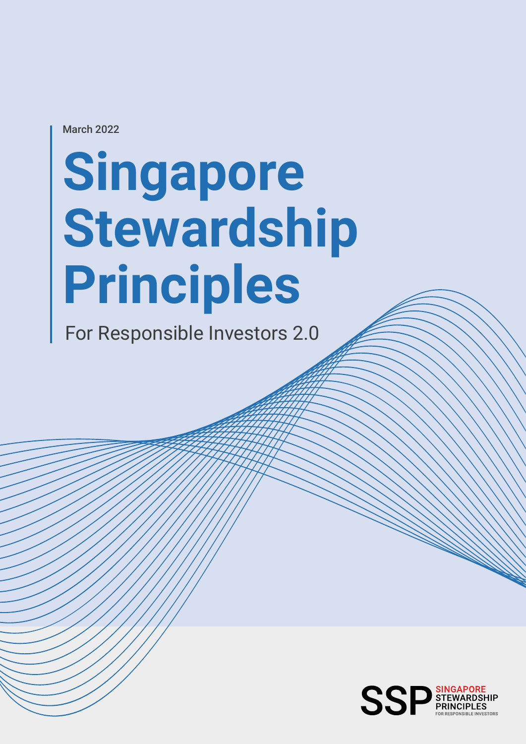March 2022

# Singapore Stewardship Principles

For Responsible Investors 2.0

SSP SINGAPORE STEWARDSHIP PRINCIPLES FOR RESPONSIBLE INVESTORS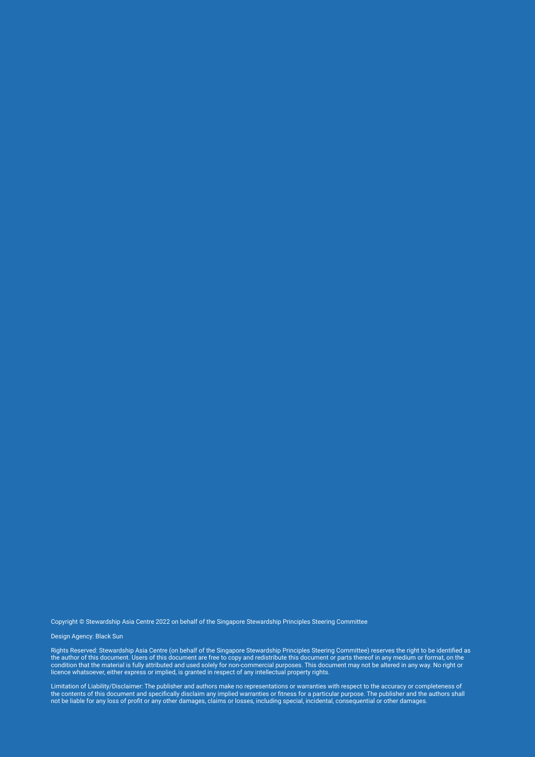Copyright © Stewardship Asia Centre 2022 on behalf of the Singapore Stewardship Principles Steering Committee

Design Agency: Black Sun

Rights Reserved: Stewardship Asia Centre (on behalf of the Singapore Stewardship Principles Steering Committee) reserves the right to be identified as the author of this document. Users of this document are free to copy and redistribute this document or parts thereof in any medium or format, on the condition that the material is fully attributed and used solely for non-commercial purposes. This document may not be altered in any way. No right or licence whatsoever, either express or implied, is granted in respect of any intellectual property rights.

Limitation of Liability/Disclaimer: The publisher and authors make no representations or warranties with respect to the accuracy or completeness of the contents of this document and specifically disclaim any implied warranties or fitness for a particular purpose. The publisher and the authors shall not be liable for any loss of profit or any other damages, claims or losses, including special, incidental, consequential or other damages.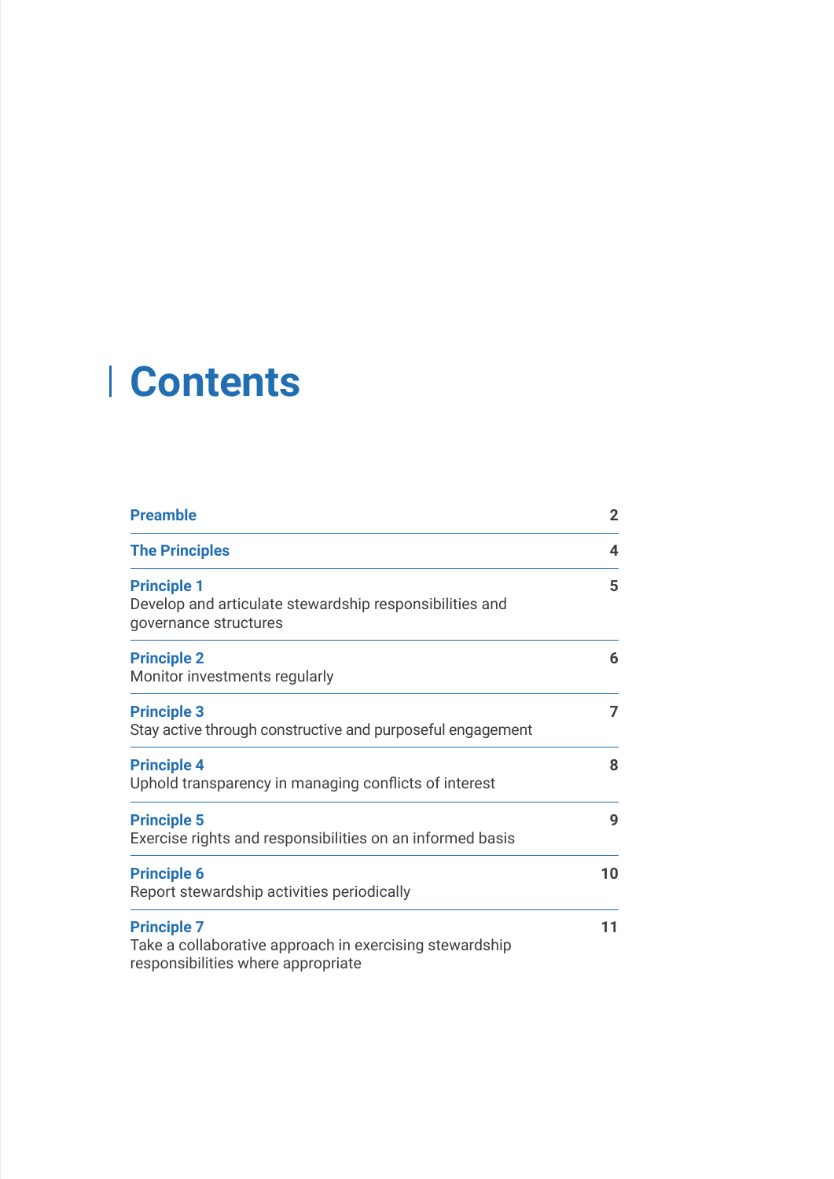# Contents

| | |
|---|---|
| **Preamble** | **2** |
| **The Principles** | **4** |
| **Principle 1**<br>Develop and articulate stewardship responsibilities and governance structures | **5** |
| **Principle 2**<br>Monitor investments regularly | **6** |
| **Principle 3**<br>Stay active through constructive and purposeful engagement | **7** |
| **Principle 4**<br>Uphold transparency in managing conflicts of interest | **8** |
| **Principle 5**<br>Exercise rights and responsibilities on an informed basis | **9** |
| **Principle 6**<br>Report stewardship activities periodically | **10** |
| **Principle 7**<br>Take a collaborative approach in exercising stewardship responsibilities where appropriate | **11** |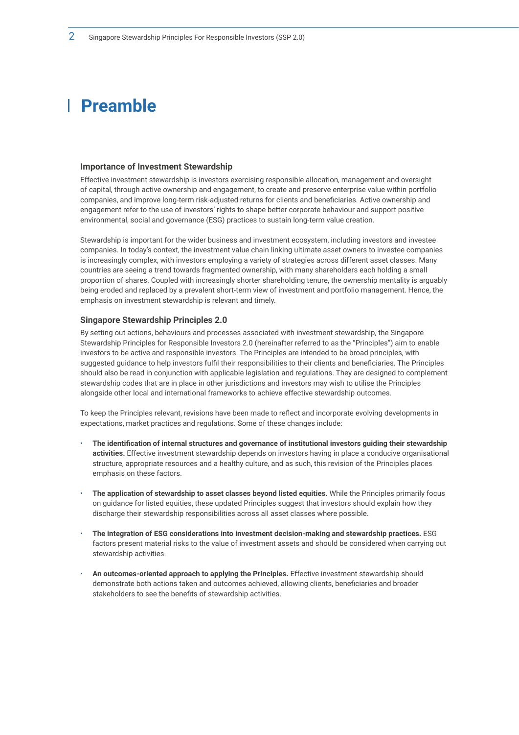# Preamble

### Importance of Investment Stewardship

Effective investment stewardship is investors exercising responsible allocation, management and oversight of capital, through active ownership and engagement, to create and preserve enterprise value within portfolio companies, and improve long-term risk-adjusted returns for clients and beneficiaries. Active ownership and engagement refer to the use of investors' rights to shape better corporate behaviour and support positive environmental, social and governance (ESG) practices to sustain long-term value creation.

Stewardship is important for the wider business and investment ecosystem, including investors and investee companies. In today's context, the investment value chain linking ultimate asset owners to investee companies is increasingly complex, with investors employing a variety of strategies across different asset classes. Many countries are seeing a trend towards fragmented ownership, with many shareholders each holding a small proportion of shares. Coupled with increasingly shorter shareholding tenure, the ownership mentality is arguably being eroded and replaced by a prevalent short-term view of investment and portfolio management. Hence, the emphasis on investment stewardship is relevant and timely.

### Singapore Stewardship Principles 2.0

By setting out actions, behaviours and processes associated with investment stewardship, the Singapore Stewardship Principles for Responsible Investors 2.0 (hereinafter referred to as the "Principles") aim to enable investors to be active and responsible investors. The Principles are intended to be broad principles, with suggested guidance to help investors fulfil their responsibilities to their clients and beneficiaries. The Principles should also be read in conjunction with applicable legislation and regulations. They are designed to complement stewardship codes that are in place in other jurisdictions and investors may wish to utilise the Principles alongside other local and international frameworks to achieve effective stewardship outcomes.

To keep the Principles relevant, revisions have been made to reflect and incorporate evolving developments in expectations, market practices and regulations. Some of these changes include:

- **The identification of internal structures and governance of institutional investors guiding their stewardship activities.** Effective investment stewardship depends on investors having in place a conducive organisational structure, appropriate resources and a healthy culture, and as such, this revision of the Principles places emphasis on these factors.
- **The application of stewardship to asset classes beyond listed equities.** While the Principles primarily focus on guidance for listed equities, these updated Principles suggest that investors should explain how they discharge their stewardship responsibilities across all asset classes where possible.
- **The integration of ESG considerations into investment decision-making and stewardship practices.** ESG factors present material risks to the value of investment assets and should be considered when carrying out stewardship activities.
- **An outcomes-oriented approach to applying the Principles.** Effective investment stewardship should demonstrate both actions taken and outcomes achieved, allowing clients, beneficiaries and broader stakeholders to see the benefits of stewardship activities.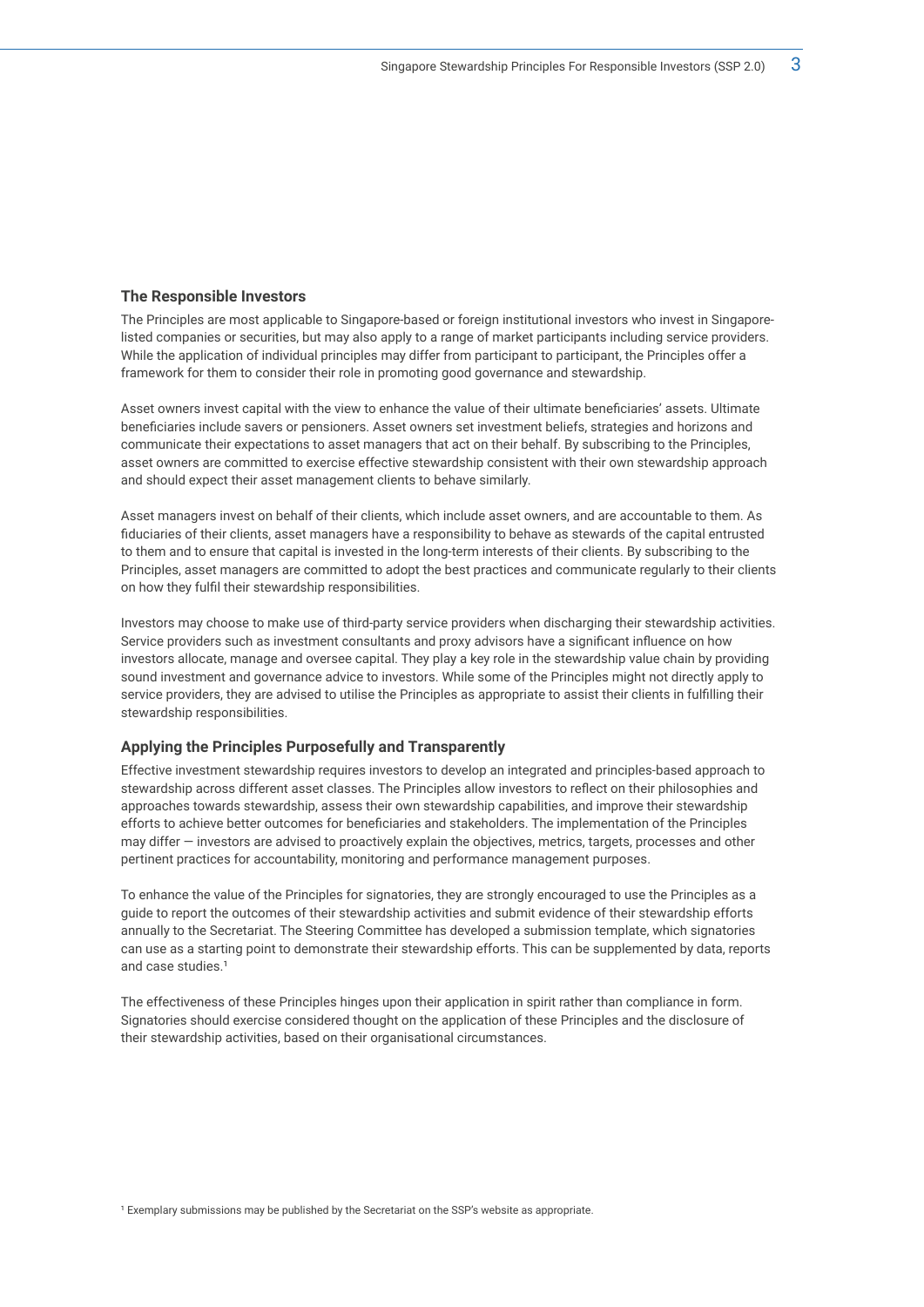### The Responsible Investors

The Principles are most applicable to Singapore-based or foreign institutional investors who invest in Singapore-listed companies or securities, but may also apply to a range of market participants including service providers. While the application of individual principles may differ from participant to participant, the Principles offer a framework for them to consider their role in promoting good governance and stewardship.

Asset owners invest capital with the view to enhance the value of their ultimate beneficiaries' assets. Ultimate beneficiaries include savers or pensioners. Asset owners set investment beliefs, strategies and horizons and communicate their expectations to asset managers that act on their behalf. By subscribing to the Principles, asset owners are committed to exercise effective stewardship consistent with their own stewardship approach and should expect their asset management clients to behave similarly.

Asset managers invest on behalf of their clients, which include asset owners, and are accountable to them. As fiduciaries of their clients, asset managers have a responsibility to behave as stewards of the capital entrusted to them and to ensure that capital is invested in the long-term interests of their clients. By subscribing to the Principles, asset managers are committed to adopt the best practices and communicate regularly to their clients on how they fulfil their stewardship responsibilities.

Investors may choose to make use of third-party service providers when discharging their stewardship activities. Service providers such as investment consultants and proxy advisors have a significant influence on how investors allocate, manage and oversee capital. They play a key role in the stewardship value chain by providing sound investment and governance advice to investors. While some of the Principles might not directly apply to service providers, they are advised to utilise the Principles as appropriate to assist their clients in fulfilling their stewardship responsibilities.

### Applying the Principles Purposefully and Transparently

Effective investment stewardship requires investors to develop an integrated and principles-based approach to stewardship across different asset classes. The Principles allow investors to reflect on their philosophies and approaches towards stewardship, assess their own stewardship capabilities, and improve their stewardship efforts to achieve better outcomes for beneficiaries and stakeholders. The implementation of the Principles may differ — investors are advised to proactively explain the objectives, metrics, targets, processes and other pertinent practices for accountability, monitoring and performance management purposes.

To enhance the value of the Principles for signatories, they are strongly encouraged to use the Principles as a guide to report the outcomes of their stewardship activities and submit evidence of their stewardship efforts annually to the Secretariat. The Steering Committee has developed a submission template, which signatories can use as a starting point to demonstrate their stewardship efforts. This can be supplemented by data, reports and case studies.[1]

The effectiveness of these Principles hinges upon their application in spirit rather than compliance in form. Signatories should exercise considered thought on the application of these Principles and the disclosure of their stewardship activities, based on their organisational circumstances.

[1] Exemplary submissions may be published by the Secretariat on the SSP's website as appropriate.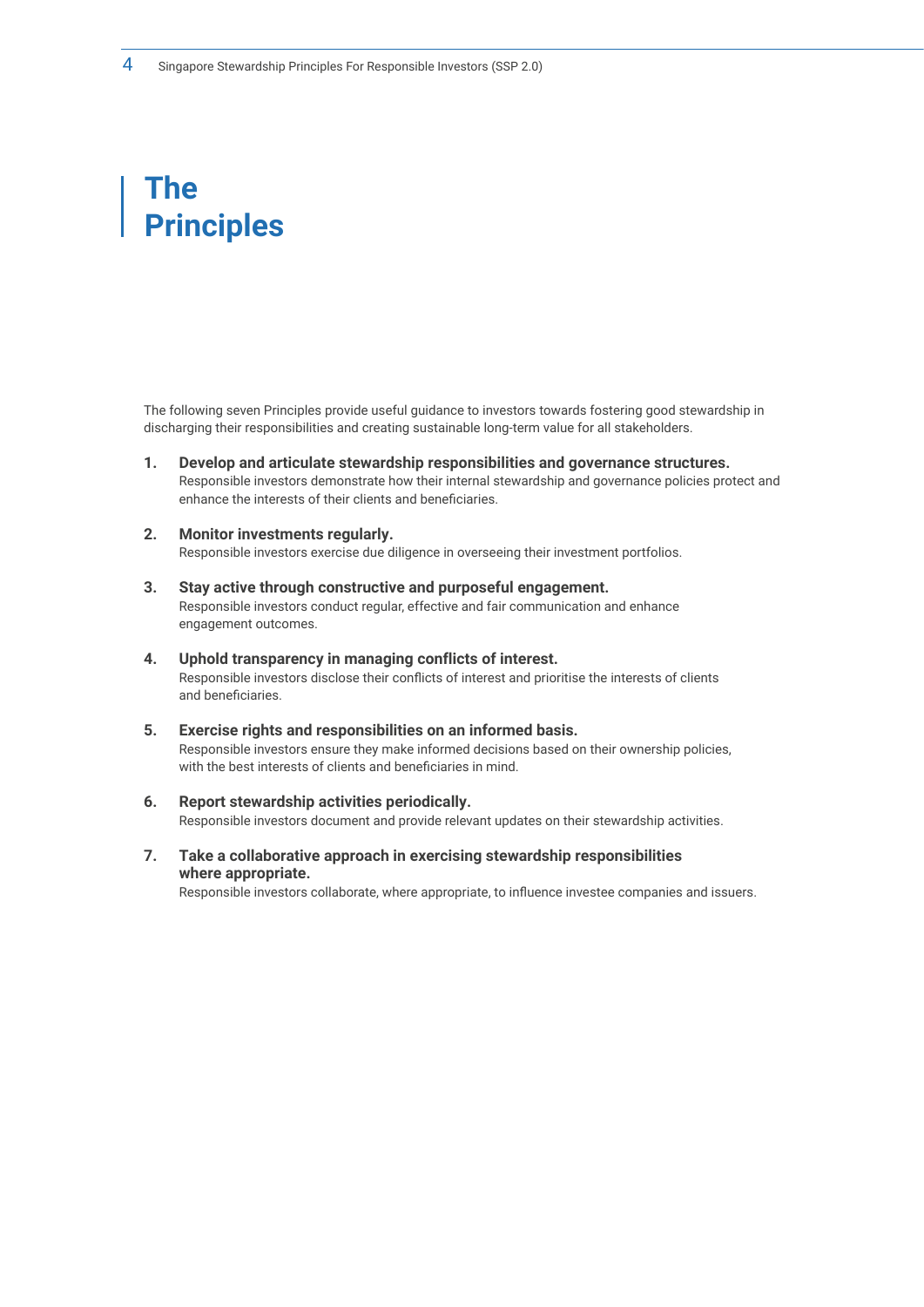# The Principles

The following seven Principles provide useful guidance to investors towards fostering good stewardship in discharging their responsibilities and creating sustainable long-term value for all stakeholders.

1. **Develop and articulate stewardship responsibilities and governance structures.**
   Responsible investors demonstrate how their internal stewardship and governance policies protect and enhance the interests of their clients and beneficiaries.

2. **Monitor investments regularly.**
   Responsible investors exercise due diligence in overseeing their investment portfolios.

3. **Stay active through constructive and purposeful engagement.**
   Responsible investors conduct regular, effective and fair communication and enhance engagement outcomes.

4. **Uphold transparency in managing conflicts of interest.**
   Responsible investors disclose their conflicts of interest and prioritise the interests of clients and beneficiaries.

5. **Exercise rights and responsibilities on an informed basis.**
   Responsible investors ensure they make informed decisions based on their ownership policies, with the best interests of clients and beneficiaries in mind.

6. **Report stewardship activities periodically.**
   Responsible investors document and provide relevant updates on their stewardship activities.

7. **Take a collaborative approach in exercising stewardship responsibilities where appropriate.**
   Responsible investors collaborate, where appropriate, to influence investee companies and issuers.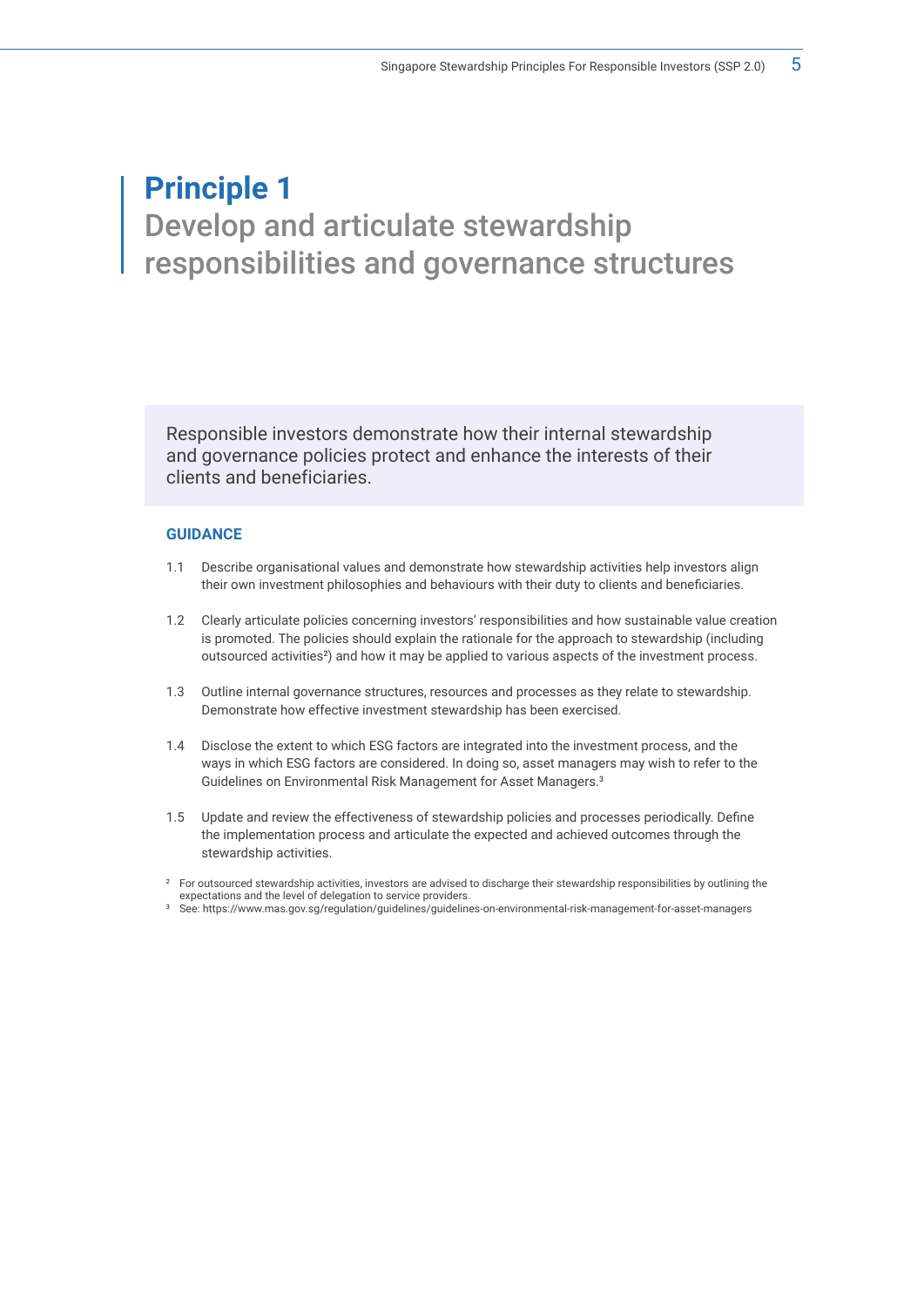# Principle 1

## Develop and articulate stewardship responsibilities and governance structures

Responsible investors demonstrate how their internal stewardship and governance policies protect and enhance the interests of their clients and beneficiaries.

### GUIDANCE

1.1 Describe organisational values and demonstrate how stewardship activities help investors align their own investment philosophies and behaviours with their duty to clients and beneficiaries.

1.2 Clearly articulate policies concerning investors' responsibilities and how sustainable value creation is promoted. The policies should explain the rationale for the approach to stewardship (including outsourced activities[2]) and how it may be applied to various aspects of the investment process.

1.3 Outline internal governance structures, resources and processes as they relate to stewardship. Demonstrate how effective investment stewardship has been exercised.

1.4 Disclose the extent to which ESG factors are integrated into the investment process, and the ways in which ESG factors are considered. In doing so, asset managers may wish to refer to the Guidelines on Environmental Risk Management for Asset Managers.[3]

1.5 Update and review the effectiveness of stewardship policies and processes periodically. Define the implementation process and articulate the expected and achieved outcomes through the stewardship activities.

[2] For outsourced stewardship activities, investors are advised to discharge their stewardship responsibilities by outlining the expectations and the level of delegation to service providers.

[3] See: https://www.mas.gov.sg/regulation/guidelines/guidelines-on-environmental-risk-management-for-asset-managers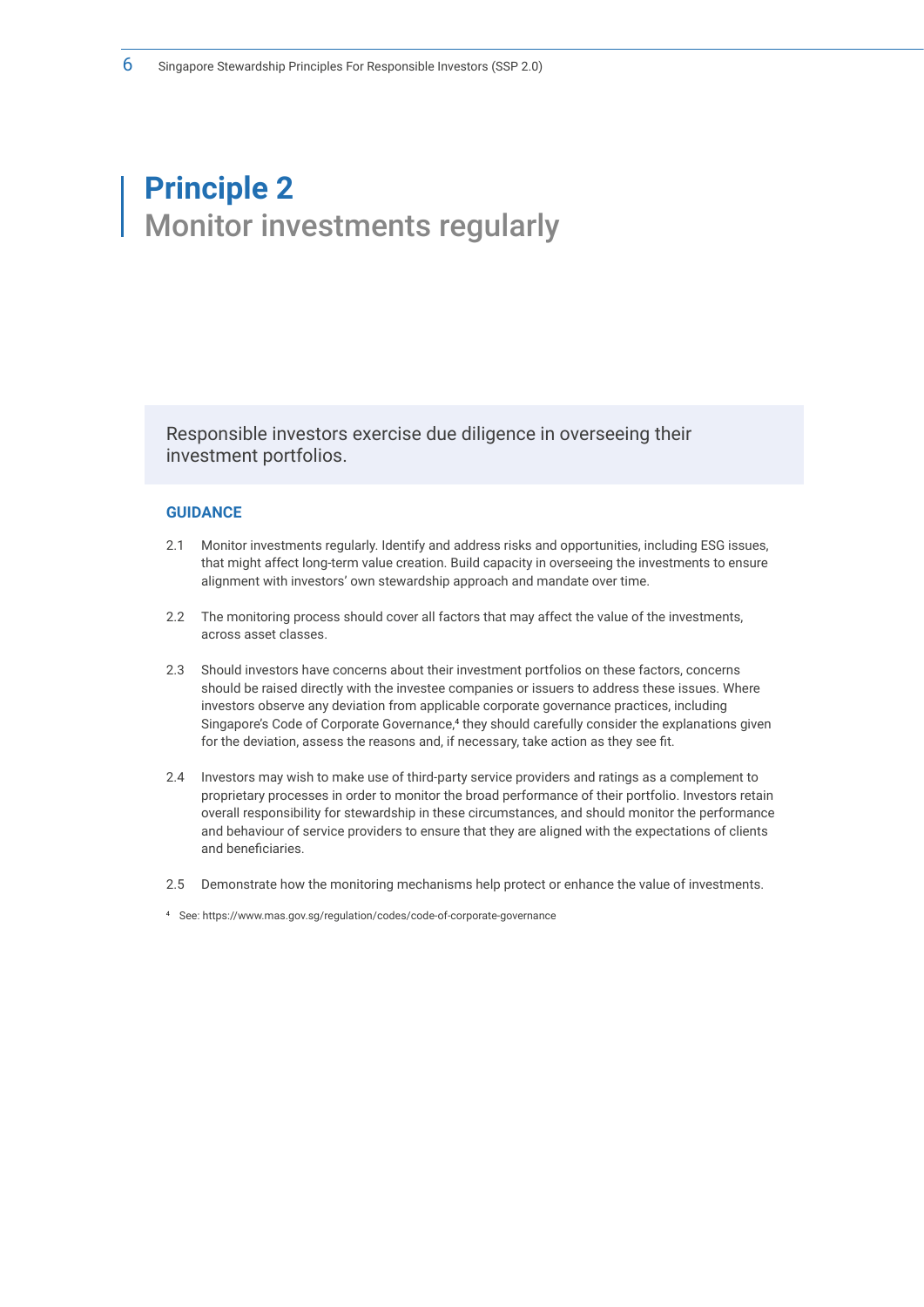# Principle 2
## Monitor investments regularly

Responsible investors exercise due diligence in overseeing their investment portfolios.

### GUIDANCE

2.1 Monitor investments regularly. Identify and address risks and opportunities, including ESG issues, that might affect long-term value creation. Build capacity in overseeing the investments to ensure alignment with investors' own stewardship approach and mandate over time.

2.2 The monitoring process should cover all factors that may affect the value of the investments, across asset classes.

2.3 Should investors have concerns about their investment portfolios on these factors, concerns should be raised directly with the investee companies or issuers to address these issues. Where investors observe any deviation from applicable corporate governance practices, including Singapore's Code of Corporate Governance,[4] they should carefully consider the explanations given for the deviation, assess the reasons and, if necessary, take action as they see fit.

2.4 Investors may wish to make use of third-party service providers and ratings as a complement to proprietary processes in order to monitor the broad performance of their portfolio. Investors retain overall responsibility for stewardship in these circumstances, and should monitor the performance and behaviour of service providers to ensure that they are aligned with the expectations of clients and beneficiaries.

2.5 Demonstrate how the monitoring mechanisms help protect or enhance the value of investments.

[4] See: https://www.mas.gov.sg/regulation/codes/code-of-corporate-governance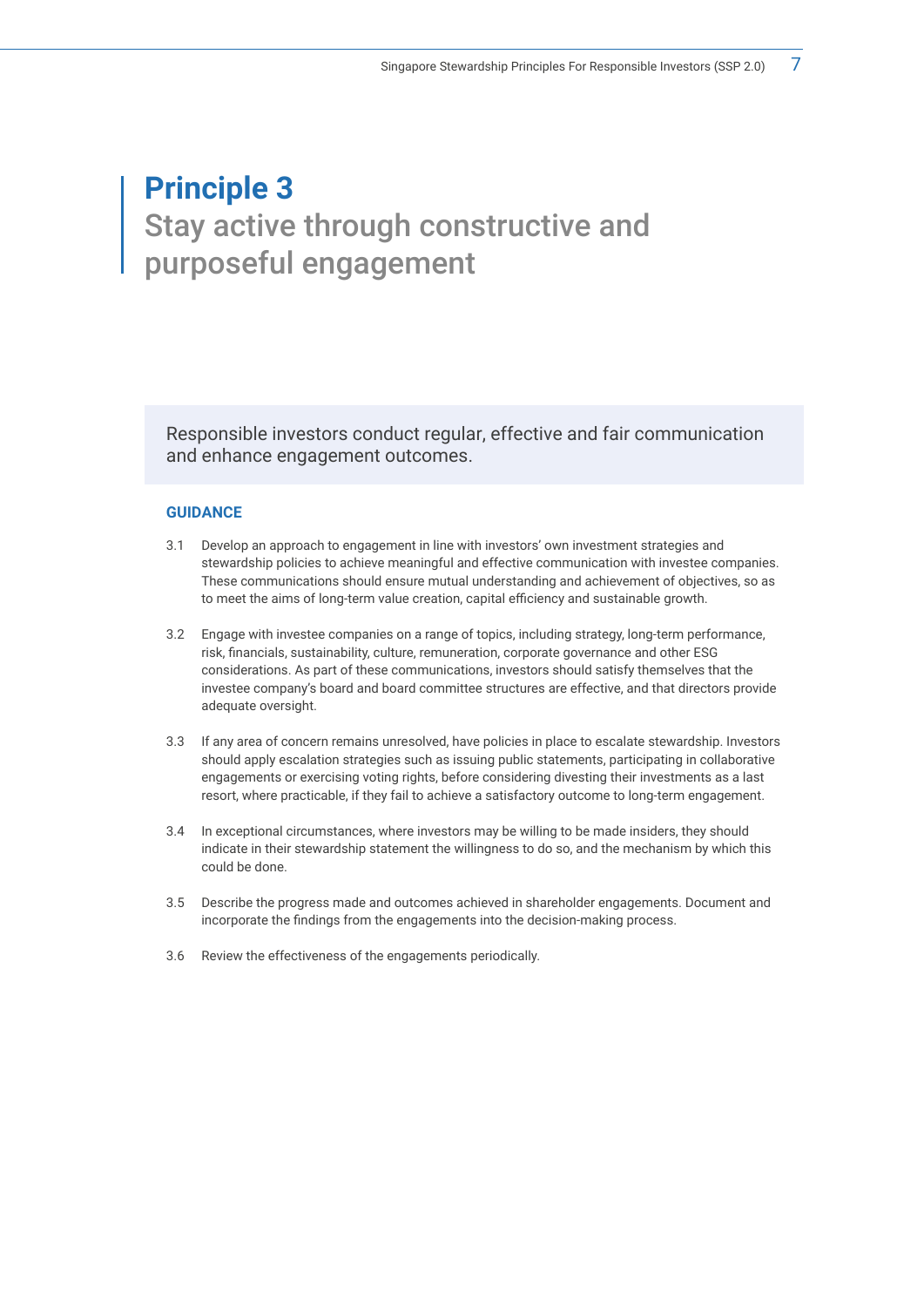# Principle 3

## Stay active through constructive and purposeful engagement

Responsible investors conduct regular, effective and fair communication and enhance engagement outcomes.

### GUIDANCE

3.1 Develop an approach to engagement in line with investors' own investment strategies and stewardship policies to achieve meaningful and effective communication with investee companies. These communications should ensure mutual understanding and achievement of objectives, so as to meet the aims of long-term value creation, capital efficiency and sustainable growth.

3.2 Engage with investee companies on a range of topics, including strategy, long-term performance, risk, financials, sustainability, culture, remuneration, corporate governance and other ESG considerations. As part of these communications, investors should satisfy themselves that the investee company's board and board committee structures are effective, and that directors provide adequate oversight.

3.3 If any area of concern remains unresolved, have policies in place to escalate stewardship. Investors should apply escalation strategies such as issuing public statements, participating in collaborative engagements or exercising voting rights, before considering divesting their investments as a last resort, where practicable, if they fail to achieve a satisfactory outcome to long-term engagement.

3.4 In exceptional circumstances, where investors may be willing to be made insiders, they should indicate in their stewardship statement the willingness to do so, and the mechanism by which this could be done.

3.5 Describe the progress made and outcomes achieved in shareholder engagements. Document and incorporate the findings from the engagements into the decision-making process.

3.6 Review the effectiveness of the engagements periodically.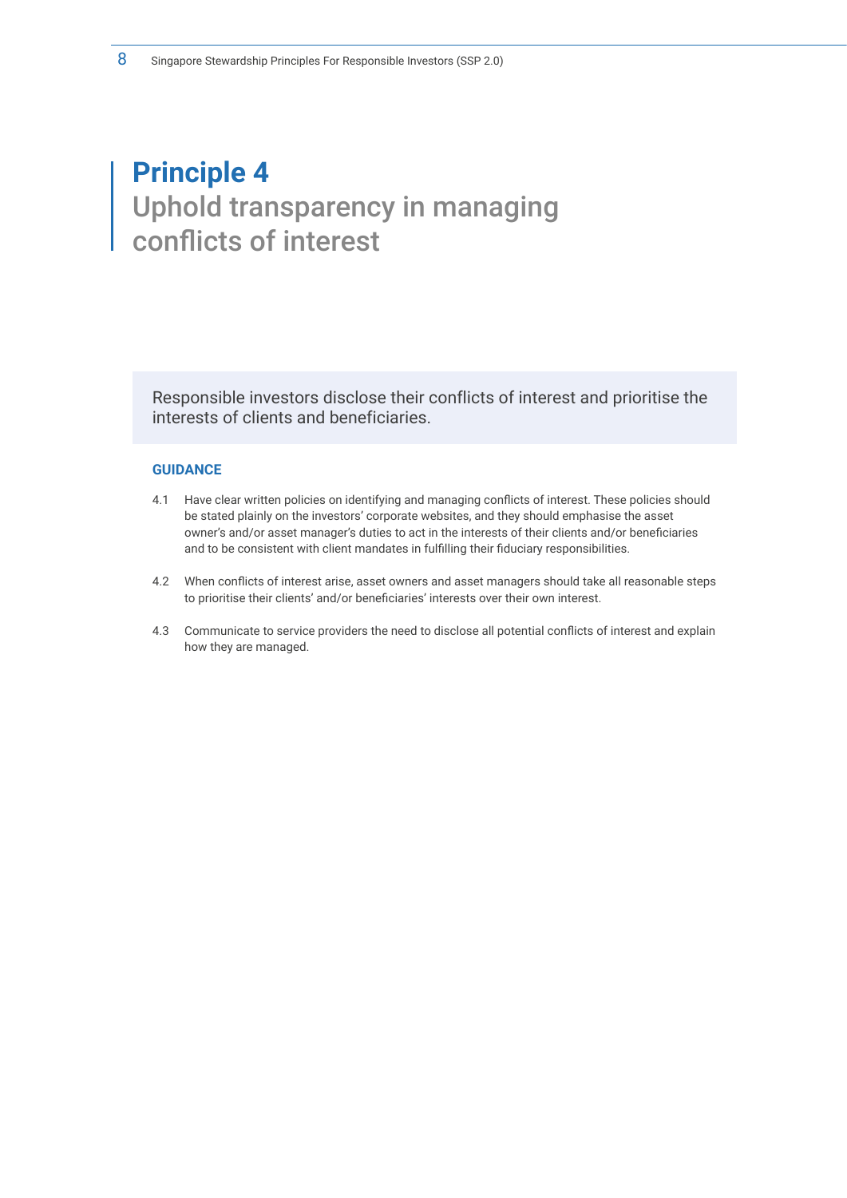# Principle 4

## Uphold transparency in managing conflicts of interest

Responsible investors disclose their conflicts of interest and prioritise the interests of clients and beneficiaries.

### GUIDANCE

4.1 Have clear written policies on identifying and managing conflicts of interest. These policies should be stated plainly on the investors' corporate websites, and they should emphasise the asset owner's and/or asset manager's duties to act in the interests of their clients and/or beneficiaries and to be consistent with client mandates in fulfilling their fiduciary responsibilities.

4.2 When conflicts of interest arise, asset owners and asset managers should take all reasonable steps to prioritise their clients' and/or beneficiaries' interests over their own interest.

4.3 Communicate to service providers the need to disclose all potential conflicts of interest and explain how they are managed.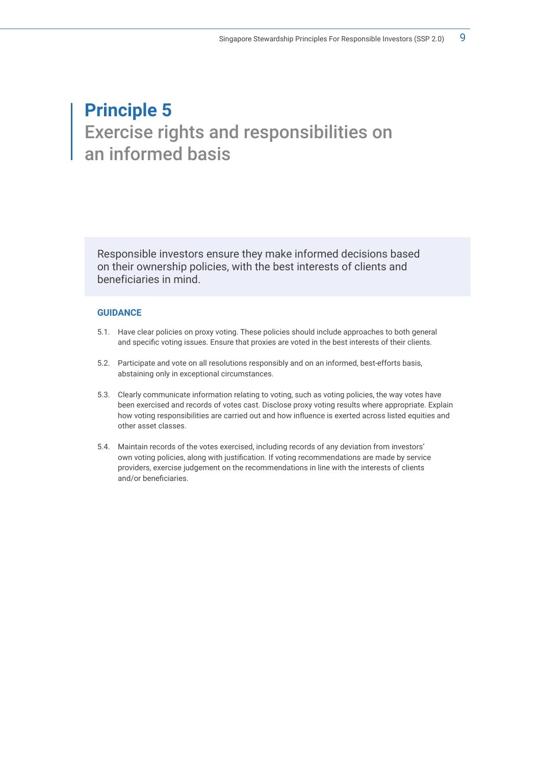# Principle 5

## Exercise rights and responsibilities on an informed basis

Responsible investors ensure they make informed decisions based on their ownership policies, with the best interests of clients and beneficiaries in mind.

### GUIDANCE

5.1. Have clear policies on proxy voting. These policies should include approaches to both general and specific voting issues. Ensure that proxies are voted in the best interests of their clients.

5.2. Participate and vote on all resolutions responsibly and on an informed, best-efforts basis, abstaining only in exceptional circumstances.

5.3. Clearly communicate information relating to voting, such as voting policies, the way votes have been exercised and records of votes cast. Disclose proxy voting results where appropriate. Explain how voting responsibilities are carried out and how influence is exerted across listed equities and other asset classes.

5.4. Maintain records of the votes exercised, including records of any deviation from investors' own voting policies, along with justification. If voting recommendations are made by service providers, exercise judgement on the recommendations in line with the interests of clients and/or beneficiaries.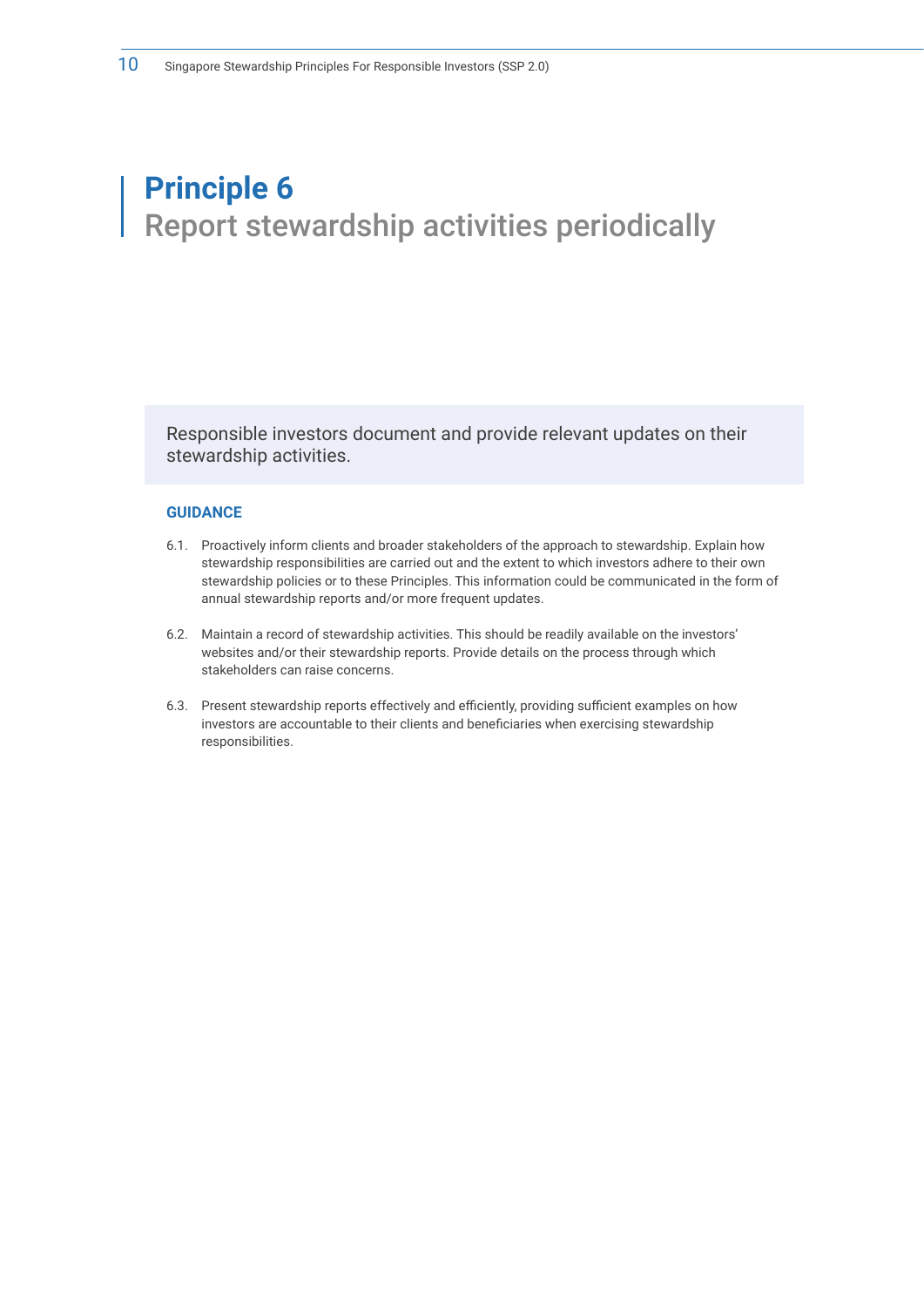# Principle 6
## Report stewardship activities periodically

Responsible investors document and provide relevant updates on their stewardship activities.

### GUIDANCE

6.1. Proactively inform clients and broader stakeholders of the approach to stewardship. Explain how stewardship responsibilities are carried out and the extent to which investors adhere to their own stewardship policies or to these Principles. This information could be communicated in the form of annual stewardship reports and/or more frequent updates.

6.2. Maintain a record of stewardship activities. This should be readily available on the investors' websites and/or their stewardship reports. Provide details on the process through which stakeholders can raise concerns.

6.3. Present stewardship reports effectively and efficiently, providing sufficient examples on how investors are accountable to their clients and beneficiaries when exercising stewardship responsibilities.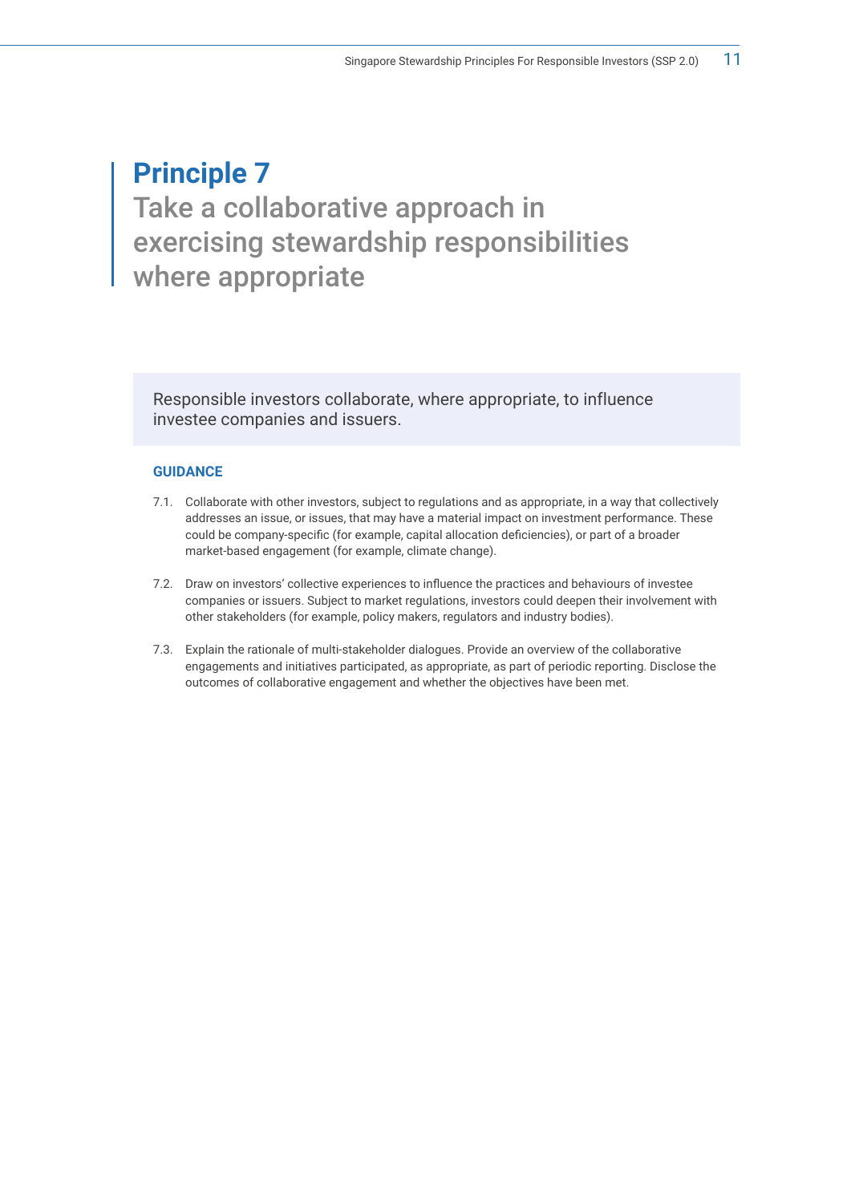# Principle 7

## Take a collaborative approach in exercising stewardship responsibilities where appropriate

Responsible investors collaborate, where appropriate, to influence investee companies and issuers.

### GUIDANCE

7.1. Collaborate with other investors, subject to regulations and as appropriate, in a way that collectively addresses an issue, or issues, that may have a material impact on investment performance. These could be company-specific (for example, capital allocation deficiencies), or part of a broader market-based engagement (for example, climate change).

7.2. Draw on investors' collective experiences to influence the practices and behaviours of investee companies or issuers. Subject to market regulations, investors could deepen their involvement with other stakeholders (for example, policy makers, regulators and industry bodies).

7.3. Explain the rationale of multi-stakeholder dialogues. Provide an overview of the collaborative engagements and initiatives participated, as appropriate, as part of periodic reporting. Disclose the outcomes of collaborative engagement and whether the objectives have been met.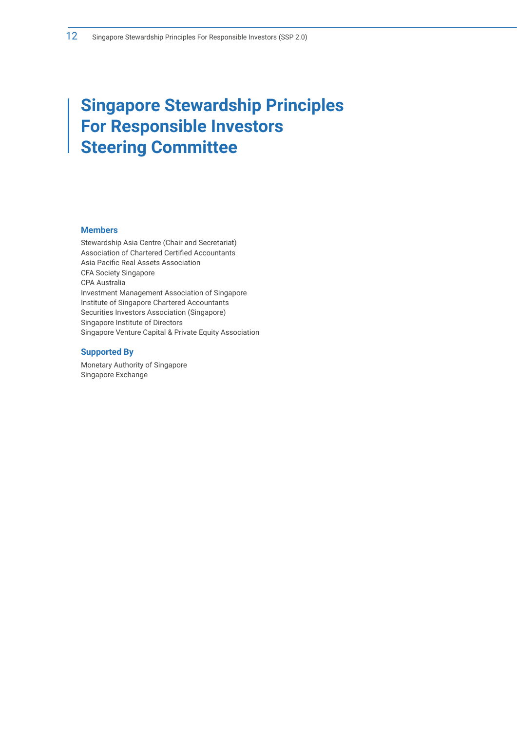# Singapore Stewardship Principles For Responsible Investors Steering Committee

### Members

Stewardship Asia Centre (Chair and Secretariat)
Association of Chartered Certified Accountants
Asia Pacific Real Assets Association
CFA Society Singapore
CPA Australia
Investment Management Association of Singapore
Institute of Singapore Chartered Accountants
Securities Investors Association (Singapore)
Singapore Institute of Directors
Singapore Venture Capital & Private Equity Association

### Supported By

Monetary Authority of Singapore
Singapore Exchange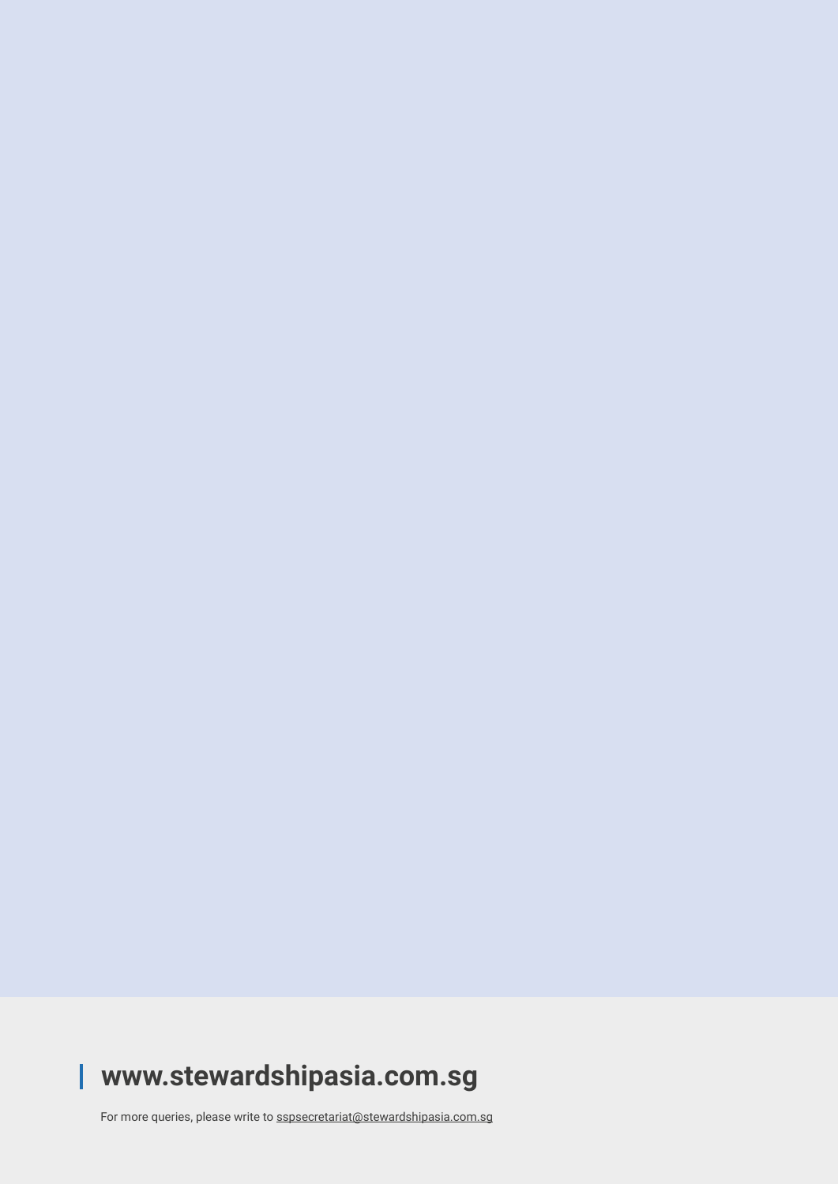## www.stewardshipasia.com.sg

For more queries, please write to sspsecretariat@stewardshipasia.com.sg